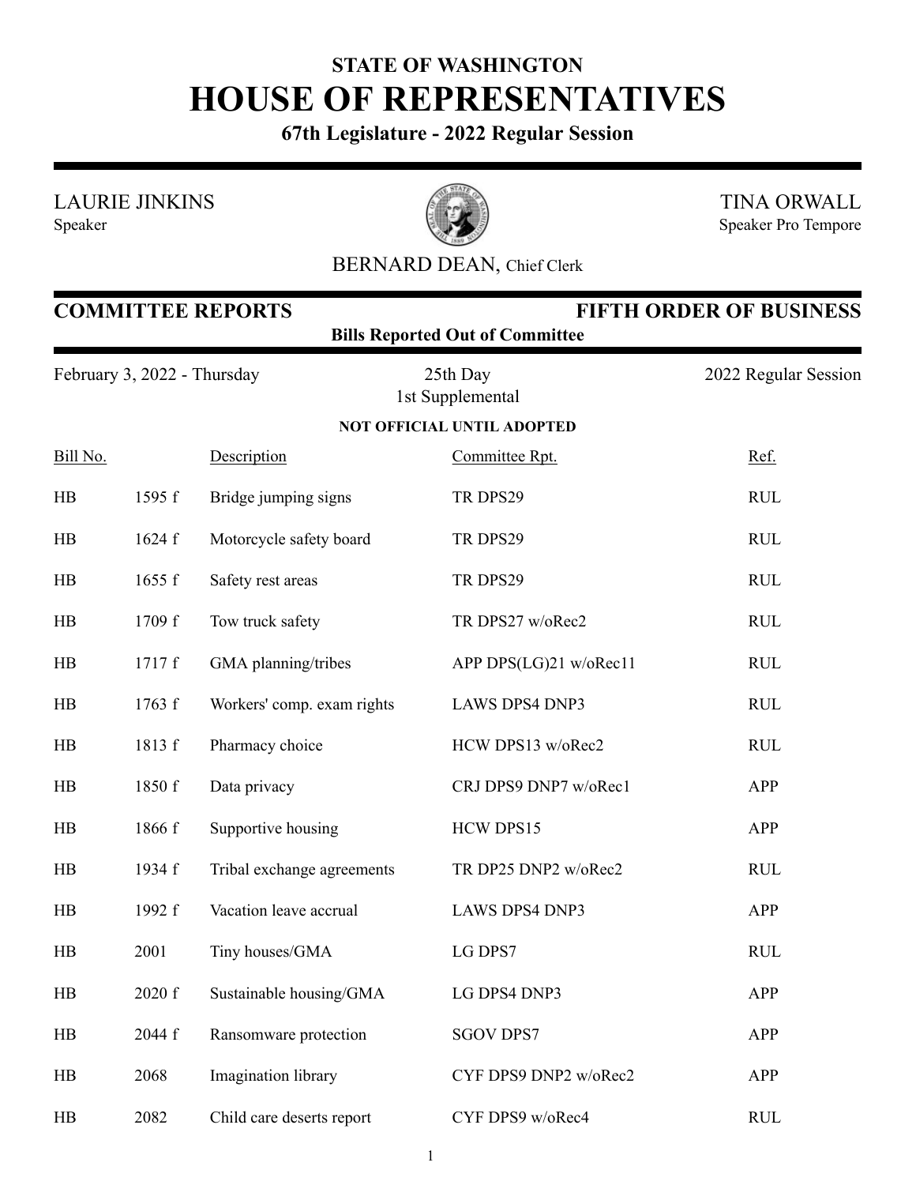# STATE OF WASHINGTON
# HOUSE OF REPRESENTATIVES
## 67th Legislature - 2022 Regular Session

LAURIE JINKINS
Speaker

TINA ORWALL
Speaker Pro Tempore

BERNARD DEAN, Chief Clerk

## COMMITTEE REPORTS — FIFTH ORDER OF BUSINESS

**Bills Reported Out of Committee**

February 3, 2022 - Thursday | 25th Day, 1st Supplemental | 2022 Regular Session

**NOT OFFICIAL UNTIL ADOPTED**

| Bill No. | | Description | Committee Rpt. | Ref. |
|---|---|---|---|---|
| HB | 1595 f | Bridge jumping signs | TR DPS29 | RUL |
| HB | 1624 f | Motorcycle safety board | TR DPS29 | RUL |
| HB | 1655 f | Safety rest areas | TR DPS29 | RUL |
| HB | 1709 f | Tow truck safety | TR DPS27 w/oRec2 | RUL |
| HB | 1717 f | GMA planning/tribes | APP DPS(LG)21 w/oRec11 | RUL |
| HB | 1763 f | Workers' comp. exam rights | LAWS DPS4 DNP3 | RUL |
| HB | 1813 f | Pharmacy choice | HCW DPS13 w/oRec2 | RUL |
| HB | 1850 f | Data privacy | CRJ DPS9 DNP7 w/oRec1 | APP |
| HB | 1866 f | Supportive housing | HCW DPS15 | APP |
| HB | 1934 f | Tribal exchange agreements | TR DP25 DNP2 w/oRec2 | RUL |
| HB | 1992 f | Vacation leave accrual | LAWS DPS4 DNP3 | APP |
| HB | 2001 | Tiny houses/GMA | LG DPS7 | RUL |
| HB | 2020 f | Sustainable housing/GMA | LG DPS4 DNP3 | APP |
| HB | 2044 f | Ransomware protection | SGOV DPS7 | APP |
| HB | 2068 | Imagination library | CYF DPS9 DNP2 w/oRec2 | APP |
| HB | 2082 | Child care deserts report | CYF DPS9 w/oRec4 | RUL |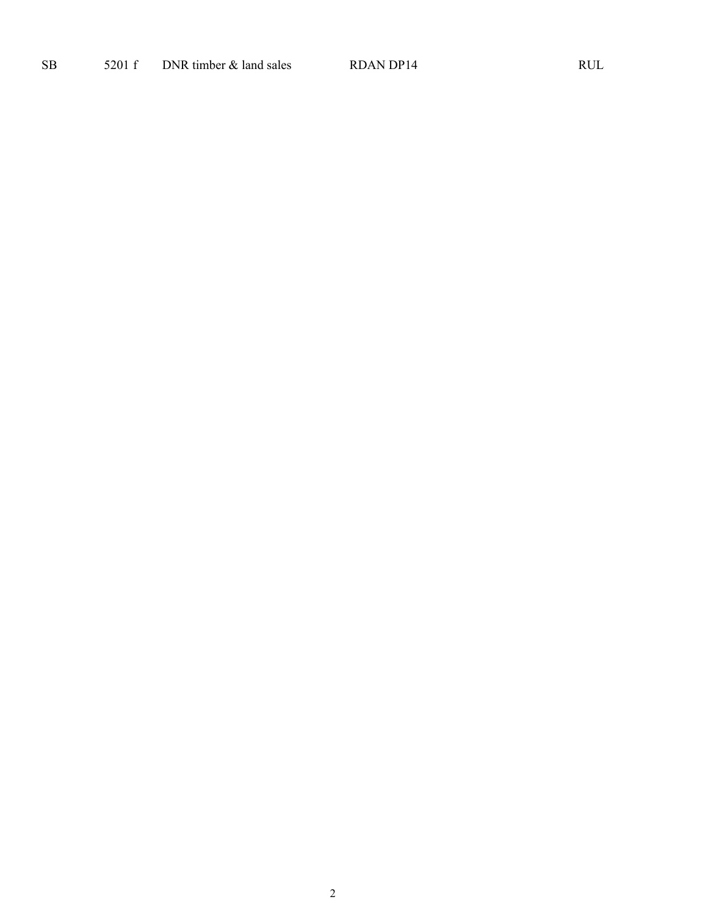| | | | | |
|---|---|---|---|---|
| SB | 5201 f | DNR timber & land sales | RDAN DP14 | RUL |